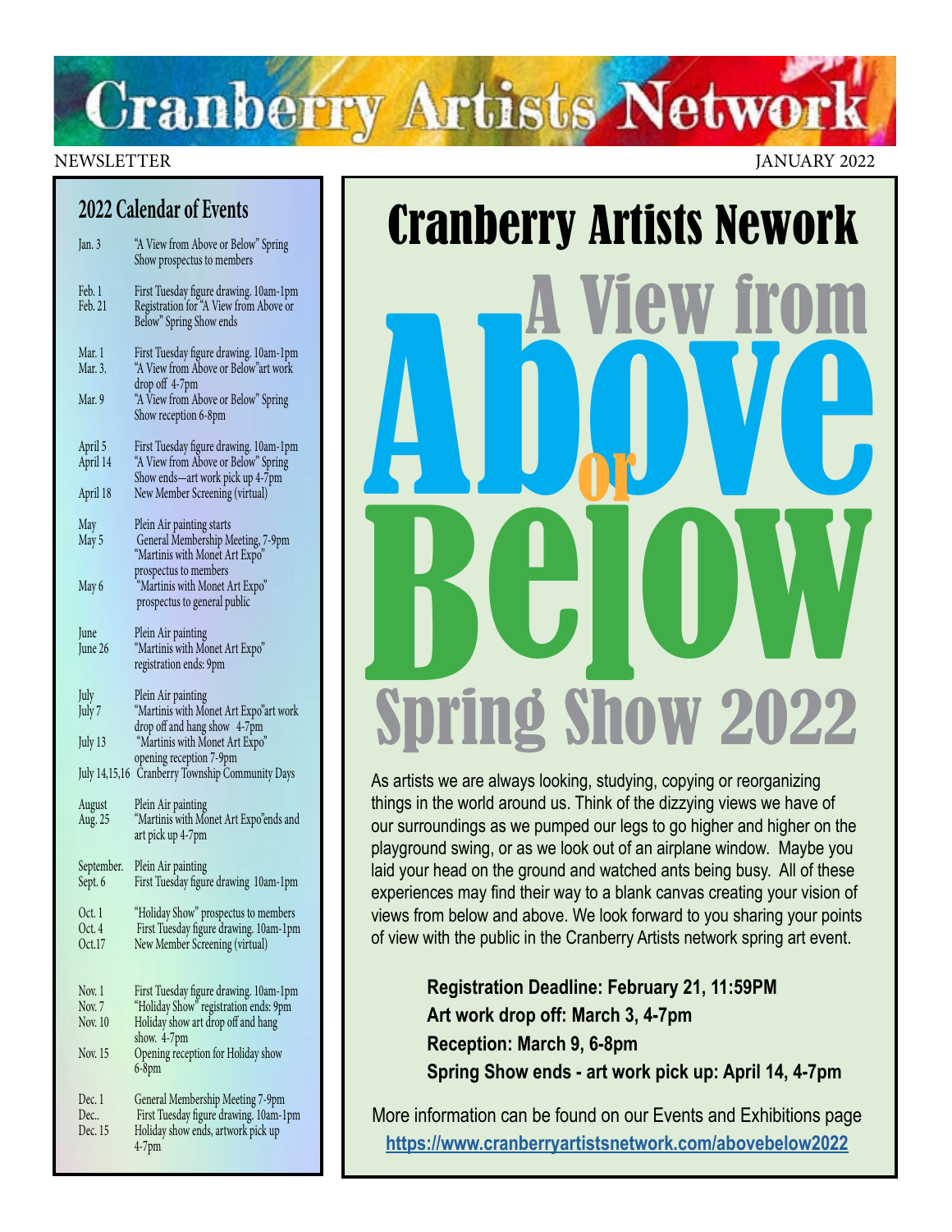# Cranberry Artists Network

NEWSLETTER JANUARY 2022

## 2022 Calendar of Events

| Date | Event |
|---|---|
| Jan. 3 | "A View from Above or Below" Spring Show prospectus to members |
| Feb. 1 | First Tuesday figure drawing. 10am-1pm |
| Feb. 21 | Registration for "A View from Above or Below" Spring Show ends |
| Mar. 1 | First Tuesday figure drawing. 10am-1pm |
| Mar. 3. | "A View from Above or Below"art work drop off 4-7pm |
| Mar. 9 | "A View from Above or Below" Spring Show reception 6-8pm |
| April 5 | First Tuesday figure drawing. 10am-1pm |
| April 14 | "A View from Above or Below" Spring Show ends—art work pick up 4-7pm |
| April 18 | New Member Screening (virtual) |
| May | Plein Air painting starts |
| May 5 | General Membership Meeting, 7-9pm "Martinis with Monet Art Expo" prospectus to members |
| May 6 | "Martinis with Monet Art Expo" prospectus to general public |
| June | Plein Air painting |
| June 26 | "Martinis with Monet Art Expo" registration ends: 9pm |
| July | Plein Air painting |
| July 7 | "Martinis with Monet Art Expo"art work drop off and hang show 4-7pm |
| July 13 | "Martinis with Monet Art Expo" opening reception 7-9pm |
| July 14,15,16 | Cranberry Township Community Days |
| August | Plein Air painting |
| Aug. 25 | "Martinis with Monet Art Expo"ends and art pick up 4-7pm |
| September. | Plein Air painting |
| Sept. 6 | First Tuesday figure drawing 10am-1pm |
| Oct. 1 | "Holiday Show" prospectus to members |
| Oct. 4 | First Tuesday figure drawing. 10am-1pm |
| Oct.17 | New Member Screening (virtual) |
| Nov. 1 | First Tuesday figure drawing. 10am-1pm |
| Nov. 7 | "Holiday Show" registration ends: 9pm |
| Nov. 10 | Holiday show art drop off and hang show. 4-7pm |
| Nov. 15 | Opening reception for Holiday show 6-8pm |
| Dec. 1 | General Membership Meeting 7-9pm |
| Dec.. | First Tuesday figure drawing. 10am-1pm |
| Dec. 15 | Holiday show ends, artwork pick up 4-7pm |

## Cranberry Artists Nework

# A View from Above or Below

## Spring Show 2022

As artists we are always looking, studying, copying or reorganizing things in the world around us. Think of the dizzying views we have of our surroundings as we pumped our legs to go higher and higher on the playground swing, or as we look out of an airplane window. Maybe you laid your head on the ground and watched ants being busy. All of these experiences may find their way to a blank canvas creating your vision of views from below and above. We look forward to you sharing your points of view with the public in the Cranberry Artists network spring art event.

**Registration Deadline: February 21, 11:59PM**
**Art work drop off: March 3, 4-7pm**
**Reception: March 9, 6-8pm**
**Spring Show ends - art work pick up: April 14, 4-7pm**

More information can be found on our Events and Exhibitions page
**https://www.cranberryartistsnetwork.com/abovebelow2022**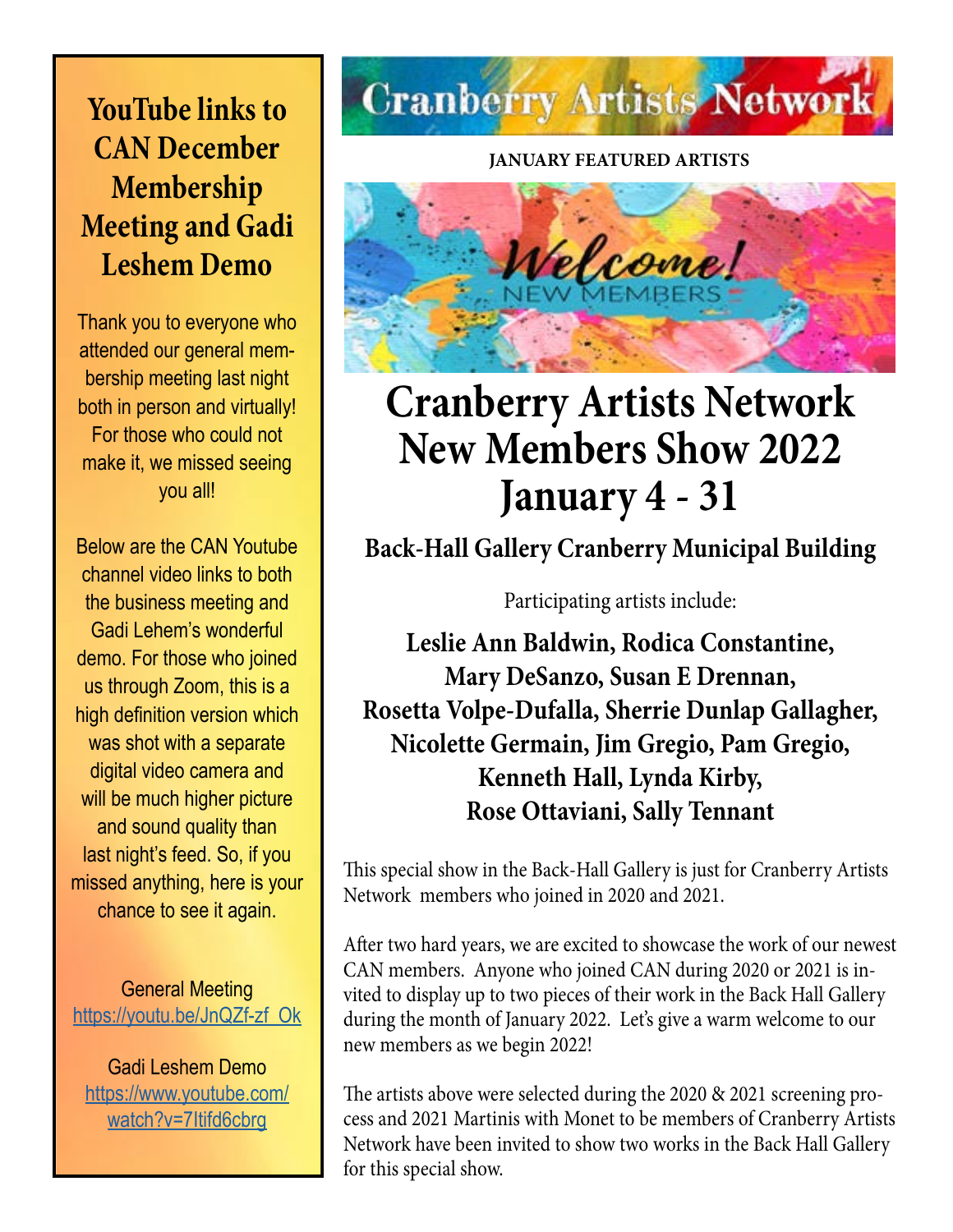## YouTube links to CAN December Membership Meeting and Gadi Leshem Demo

Thank you to everyone who attended our general membership meeting last night both in person and virtually! For those who could not make it, we missed seeing you all!

Below are the CAN Youtube channel video links to both the business meeting and Gadi Lehem's wonderful demo. For those who joined us through Zoom, this is a high definition version which was shot with a separate digital video camera and will be much higher picture and sound quality than last night's feed. So, if you missed anything, here is your chance to see it again.

General Meeting
https://youtu.be/JnQZf-zf_Ok

Gadi Leshem Demo
https://www.youtube.com/watch?v=7Itifd6cbrg

# Cranberry Artists Network

**JANUARY FEATURED ARTISTS**

Welcome! NEW MEMBERS

# Cranberry Artists Network New Members Show 2022 January 4 - 31

### Back-Hall Gallery Cranberry Municipal Building

Participating artists include:

**Leslie Ann Baldwin, Rodica Constantine, Mary DeSanzo, Susan E Drennan, Rosetta Volpe-Dufalla, Sherrie Dunlap Gallagher, Nicolette Germain, Jim Gregio, Pam Gregio, Kenneth Hall, Lynda Kirby, Rose Ottaviani, Sally Tennant**

This special show in the Back-Hall Gallery is just for Cranberry Artists Network members who joined in 2020 and 2021.

After two hard years, we are excited to showcase the work of our newest CAN members. Anyone who joined CAN during 2020 or 2021 is invited to display up to two pieces of their work in the Back Hall Gallery during the month of January 2022. Let's give a warm welcome to our new members as we begin 2022!

The artists above were selected during the 2020 & 2021 screening process and 2021 Martinis with Monet to be members of Cranberry Artists Network have been invited to show two works in the Back Hall Gallery for this special show.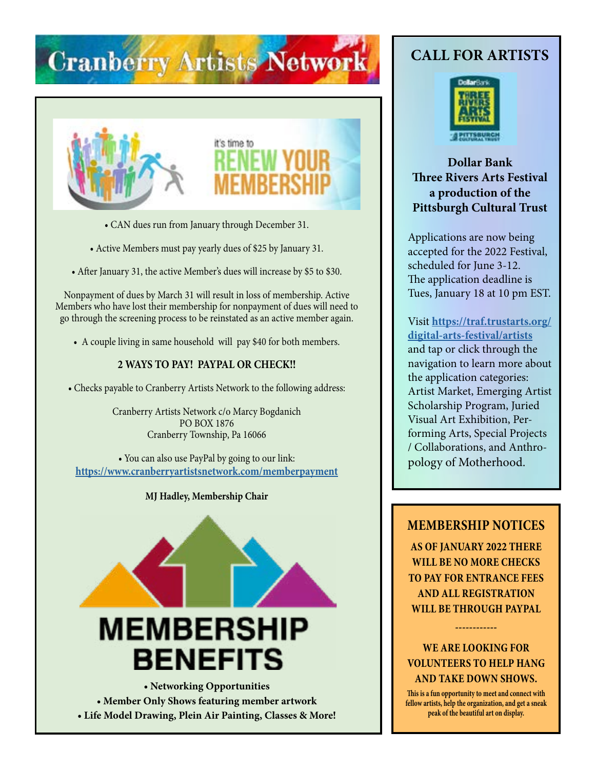# Cranberry Artists Network

it's time to RENEW YOUR MEMBERSHIP

• CAN dues run from January through December 31.

• Active Members must pay yearly dues of $25 by January 31.

• After January 31, the active Member's dues will increase by $5 to $30.

Nonpayment of dues by March 31 will result in loss of membership. Active Members who have lost their membership for nonpayment of dues will need to go through the screening process to be reinstated as an active member again.

• A couple living in same household will pay $40 for both members.

**2 WAYS TO PAY! PAYPAL OR CHECK!!**

• Checks payable to Cranberry Artists Network to the following address:

Cranberry Artists Network c/o Marcy Bogdanich
PO BOX 1876
Cranberry Township, Pa 16066

• You can also use PayPal by going to our link:
**https://www.cranberryartistsnetwork.com/memberpayment**

**MJ Hadley, Membership Chair**

## MEMBERSHIP BENEFITS

- **Networking Opportunities**
- **Member Only Shows featuring member artwork**
- **Life Model Drawing, Plein Air Painting, Classes & More!**

## CALL FOR ARTISTS

**Dollar Bank Three Rivers Arts Festival a production of the Pittsburgh Cultural Trust**

Applications are now being accepted for the 2022 Festival, scheduled for June 3-12. The application deadline is Tues, January 18 at 10 pm EST.

Visit **https://traf.trustarts.org/digital-arts-festival/artists** and tap or click through the navigation to learn more about the application categories: Artist Market, Emerging Artist Scholarship Program, Juried Visual Art Exhibition, Performing Arts, Special Projects / Collaborations, and Anthropology of Motherhood.

## MEMBERSHIP NOTICES

**AS OF JANUARY 2022 THERE WILL BE NO MORE CHECKS TO PAY FOR ENTRANCE FEES AND ALL REGISTRATION WILL BE THROUGH PAYPAL**

------------

**WE ARE LOOKING FOR VOLUNTEERS TO HELP HANG AND TAKE DOWN SHOWS.**

This is a fun opportunity to meet and connect with fellow artists, help the organization, and get a sneak peak of the beautiful art on display.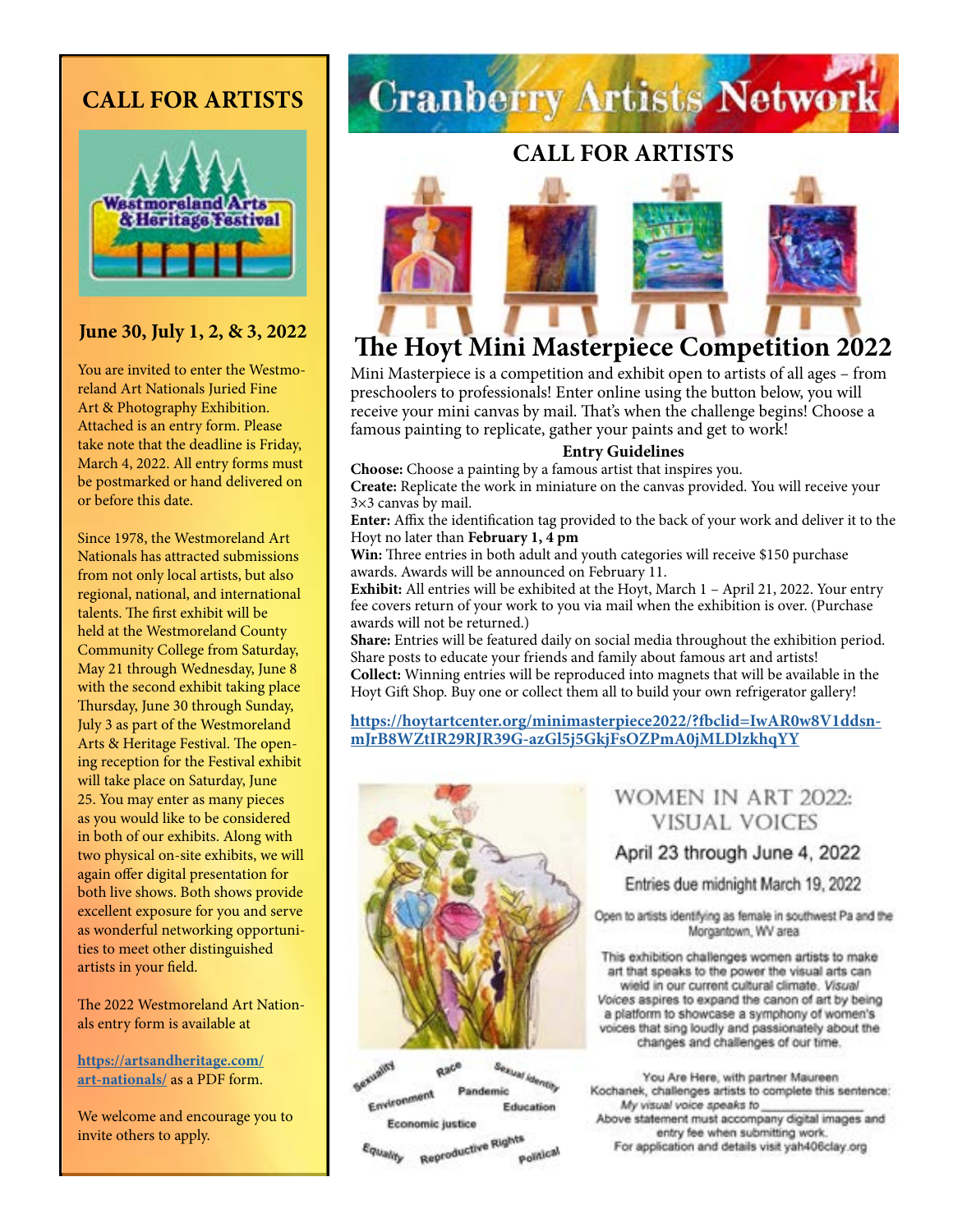## CALL FOR ARTISTS

Westmoreland Arts & Heritage Festival

### June 30, July 1, 2, & 3, 2022

You are invited to enter the Westmoreland Art Nationals Juried Fine Art & Photography Exhibition. Attached is an entry form. Please take note that the deadline is Friday, March 4, 2022. All entry forms must be postmarked or hand delivered on or before this date.

Since 1978, the Westmoreland Art Nationals has attracted submissions from not only local artists, but also regional, national, and international talents. The first exhibit will be held at the Westmoreland County Community College from Saturday, May 21 through Wednesday, June 8 with the second exhibit taking place Thursday, June 30 through Sunday, July 3 as part of the Westmoreland Arts & Heritage Festival. The opening reception for the Festival exhibit will take place on Saturday, June 25. You may enter as many pieces as you would like to be considered in both of our exhibits. Along with two physical on-site exhibits, we will again offer digital presentation for both live shows. Both shows provide excellent exposure for you and serve as wonderful networking opportunities to meet other distinguished artists in your field.

The 2022 Westmoreland Art Nationals entry form is available at

**https://artsandheritage.com/art-nationals/** as a PDF form.

We welcome and encourage you to invite others to apply.

# Cranberry Artists Network

## CALL FOR ARTISTS

## The Hoyt Mini Masterpiece Competition 2022

Mini Masterpiece is a competition and exhibit open to artists of all ages – from preschoolers to professionals! Enter online using the button below, you will receive your mini canvas by mail. That's when the challenge begins! Choose a famous painting to replicate, gather your paints and get to work!

**Entry Guidelines**

**Choose:** Choose a painting by a famous artist that inspires you.
**Create:** Replicate the work in miniature on the canvas provided. You will receive your 3×3 canvas by mail.
**Enter:** Affix the identification tag provided to the back of your work and deliver it to the Hoyt no later than **February 1, 4 pm**
**Win:** Three entries in both adult and youth categories will receive $150 purchase awards. Awards will be announced on February 11.
**Exhibit:** All entries will be exhibited at the Hoyt, March 1 – April 21, 2022. Your entry fee covers return of your work to you via mail when the exhibition is over. (Purchase awards will not be returned.)
**Share:** Entries will be featured daily on social media throughout the exhibition period. Share posts to educate your friends and family about famous art and artists!
**Collect:** Winning entries will be reproduced into magnets that will be available in the Hoyt Gift Shop. Buy one or collect them all to build your own refrigerator gallery!

**https://hoytartcenter.org/minimasterpiece2022/?fbclid=IwAR0w8V1ddsn-mJrB8WZtIR29RJR39G-azGl5j5GkjFsOZPmA0jMLDlzkhqYY**

## WOMEN IN ART 2022: VISUAL VOICES

April 23 through June 4, 2022

Entries due midnight March 19, 2022

Open to artists identifying as female in southwest Pa and the Morgantown, WV area

This exhibition challenges women artists to make art that speaks to the power the visual arts can wield in our current cultural climate. *Visual Voices* aspires to expand the canon of art by being a platform to showcase a symphony of women's voices that sing loudly and passionately about the changes and challenges of our time.

Sexuality Race Sexual Identity Environment Pandemic Education Economic justice Equality Reproductive Rights Political

You Are Here, with partner Maureen Kochanek, challenges artists to complete this sentence: *My visual voice speaks to \_\_\_\_\_\_\_\_\_\_\_\_*
Above statement must accompany digital images and entry fee when submitting work.
For application and details visit yah406clay.org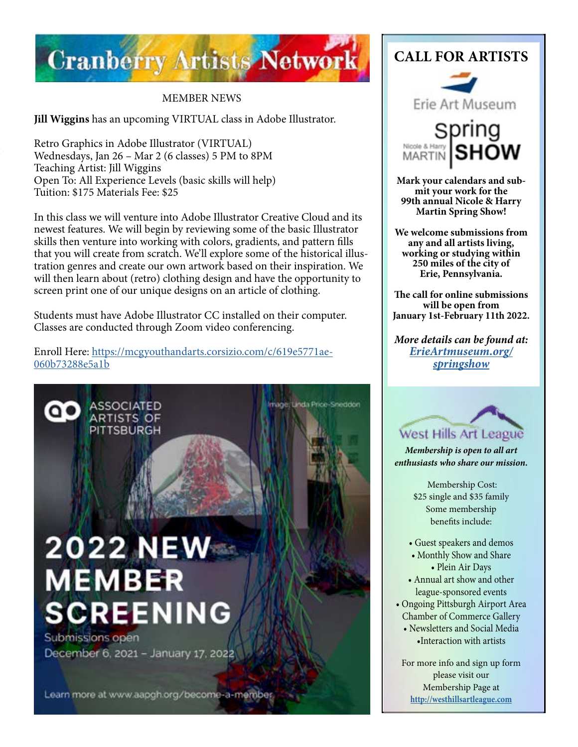# Cranberry Artists Network

MEMBER NEWS

**Jill Wiggins** has an upcoming VIRTUAL class in Adobe Illustrator.

Retro Graphics in Adobe Illustrator (VIRTUAL)
Wednesdays, Jan 26 – Mar 2 (6 classes) 5 PM to 8PM
Teaching Artist: Jill Wiggins
Open To: All Experience Levels (basic skills will help)
Tuition: $175 Materials Fee: $25

In this class we will venture into Adobe Illustrator Creative Cloud and its newest features. We will begin by reviewing some of the basic Illustrator skills then venture into working with colors, gradients, and pattern fills that you will create from scratch. We'll explore some of the historical illustration genres and create our own artwork based on their inspiration. We will then learn about (retro) clothing design and have the opportunity to screen print one of our unique designs on an article of clothing.

Students must have Adobe Illustrator CC installed on their computer. Classes are conducted through Zoom video conferencing.

Enroll Here: https://mcgyouthandarts.corsizio.com/c/619e5771ae-060b73288e5a1b

ASSOCIATED ARTISTS OF PITTSBURGH

Image: Linda Price-Sneddon

## 2022 NEW MEMBER SCREENING

Submissions open
December 6, 2021 – January 17, 2022

Learn more at www.aapgh.org/become-a-member

## CALL FOR ARTISTS

Erie Art Museum

Nicole & Harry MARTIN Spring SHOW

**Mark your calendars and submit your work for the 99th annual Nicole & Harry Martin Spring Show!**

**We welcome submissions from any and all artists living, working or studying within 250 miles of the city of Erie, Pennsylvania.**

**The call for online submissions will be open from January 1st-February 11th 2022.**

***More details can be found at:*** ***ErieArtmuseum.org/springshow***

West Hills Art League

***Membership is open to all art enthusiasts who share our mission.***

Membership Cost:
$25 single and $35 family
Some membership benefits include:

- Guest speakers and demos
- Monthly Show and Share
- Plein Air Days
- Annual art show and other league-sponsored events
- Ongoing Pittsburgh Airport Area Chamber of Commerce Gallery
- Newsletters and Social Media
- Interaction with artists

For more info and sign up form please visit our Membership Page at **http://westhillsartleague.com**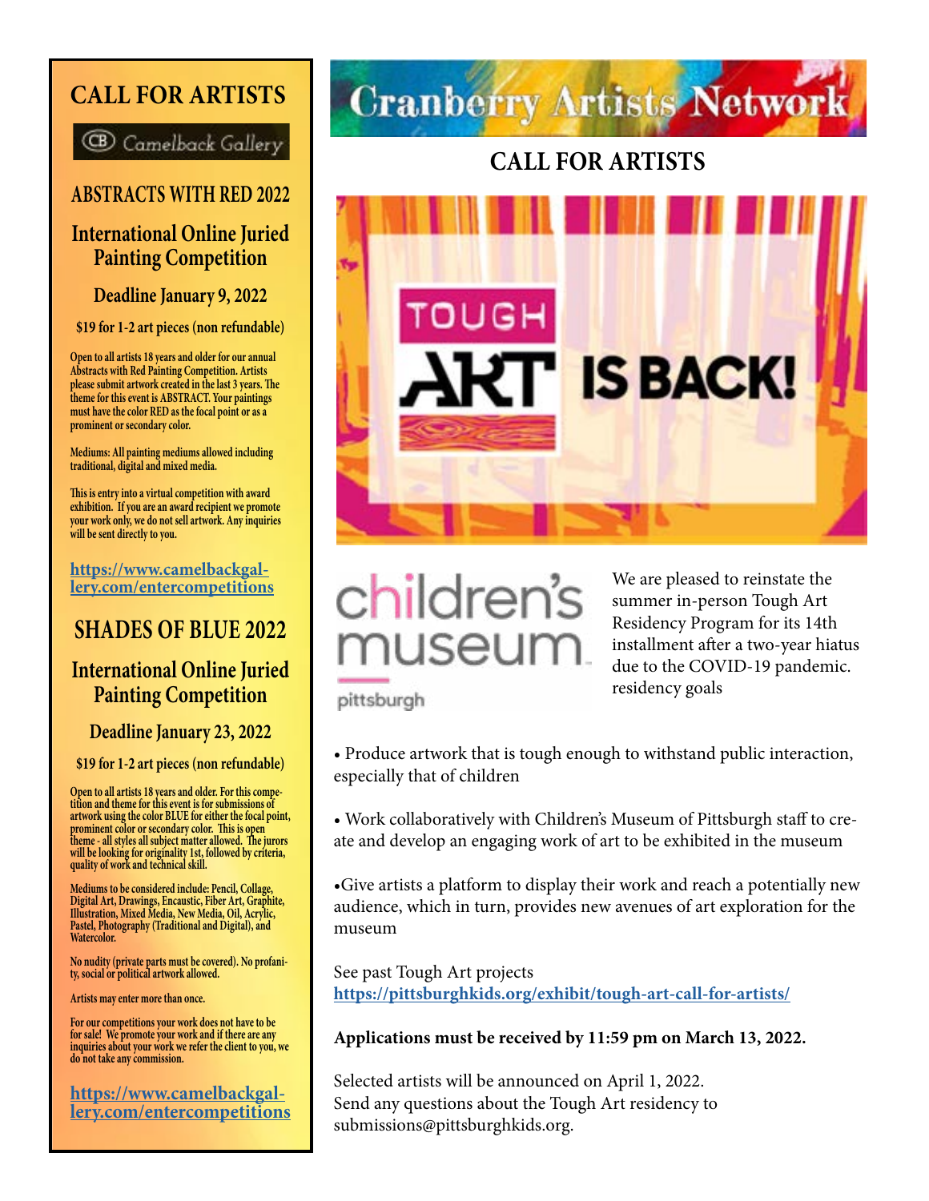# CALL FOR ARTISTS

Camelback Gallery

## ABSTRACTS WITH RED 2022

### International Online Juried Painting Competition

**Deadline January 9, 2022**

**$19 for 1-2 art pieces (non refundable)**

Open to all artists 18 years and older for our annual Abstracts with Red Painting Competition. Artists please submit artwork created in the last 3 years. The theme for this event is ABSTRACT. Your paintings must have the color RED as the focal point or as a prominent or secondary color.

Mediums: All painting mediums allowed including traditional, digital and mixed media.

This is entry into a virtual competition with award exhibition. If you are an award recipient we promote your work only, we do not sell artwork. Any inquiries will be sent directly to you.

https://www.camelbackgallery.com/entercompetitions

## SHADES OF BLUE 2022

### International Online Juried Painting Competition

**Deadline January 23, 2022**

**$19 for 1-2 art pieces (non refundable)**

Open to all artists 18 years and older. For this competition and theme for this event is for submissions of artwork using the color BLUE for either the focal point, prominent color or secondary color. This is open theme - all styles all subject matter allowed. The jurors will be looking for originality 1st, followed by criteria, quality of work and technical skill.

Mediums to be considered include: Pencil, Collage, Digital Art, Drawings, Encaustic, Fiber Art, Graphite, Illustration, Mixed Media, New Media, Oil, Acrylic, Pastel, Photography (Traditional and Digital), and Watercolor.

No nudity (private parts must be covered). No profanity, social or political artwork allowed.

Artists may enter more than once.

For our competitions your work does not have to be for sale! We promote your work and if there are any inquiries about your work we refer the client to you, we do not take any commission.

https://www.camelbackgallery.com/entercompetitions

# Cranberry Artists Network

## CALL FOR ARTISTS

TOUGH ART IS BACK!

children's museum pittsburgh

We are pleased to reinstate the summer in-person Tough Art Residency Program for its 14th installment after a two-year hiatus due to the COVID-19 pandemic. residency goals

- Produce artwork that is tough enough to withstand public interaction, especially that of children
- Work collaboratively with Children's Museum of Pittsburgh staff to create and develop an engaging work of art to be exhibited in the museum
- Give artists a platform to display their work and reach a potentially new audience, which in turn, provides new avenues of art exploration for the museum

See past Tough Art projects
https://pittsburghkids.org/exhibit/tough-art-call-for-artists/

**Applications must be received by 11:59 pm on March 13, 2022.**

Selected artists will be announced on April 1, 2022.
Send any questions about the Tough Art residency to submissions@pittsburghkids.org.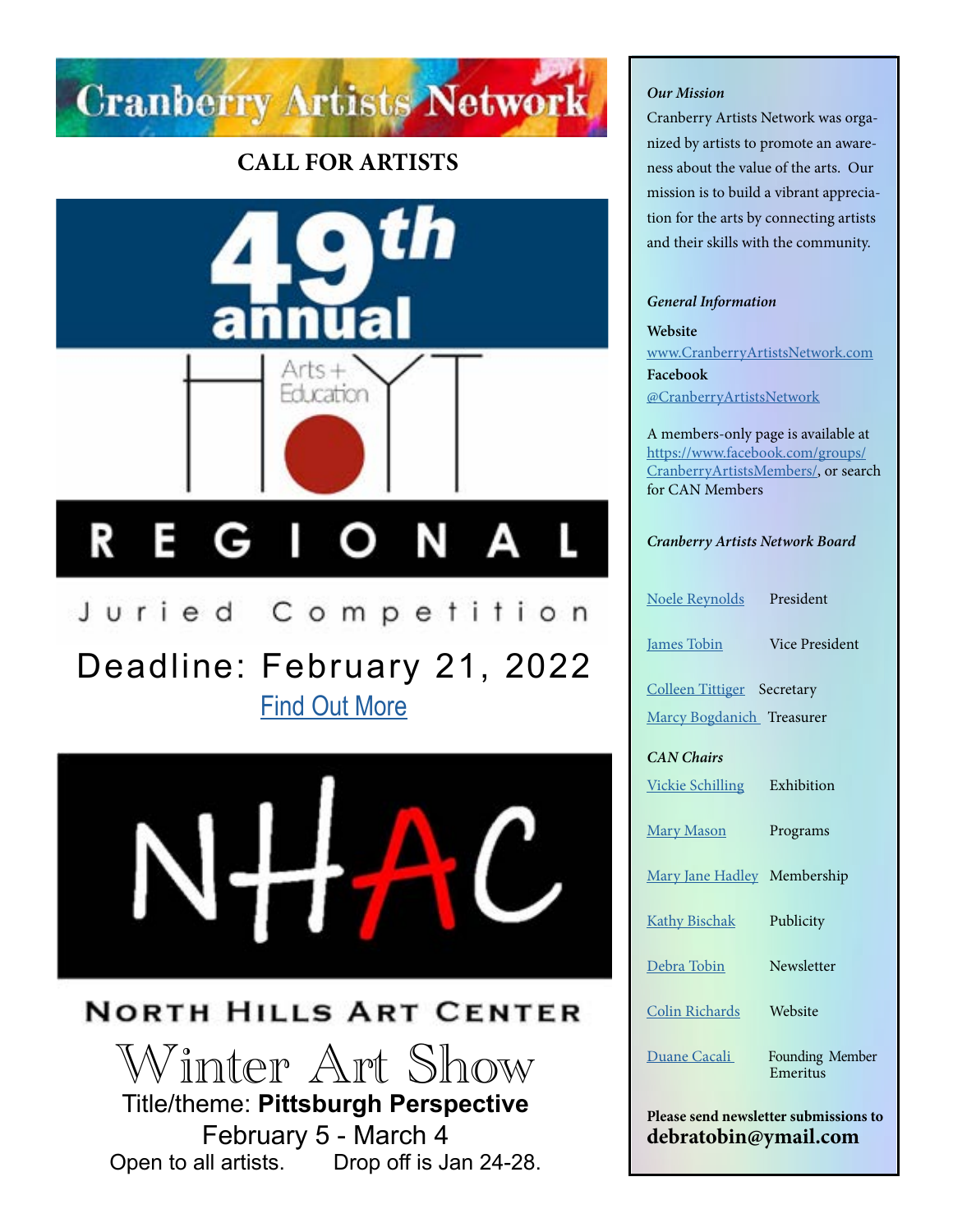# Cranberry Artists Network

## CALL FOR ARTISTS

49th annual

Arts + Education

HOYT

REGIONAL

Juried Competition

Deadline: February 21, 2022

[Find Out More]

NHAC

NORTH HILLS ART CENTER

Winter Art Show

Title/theme: **Pittsburgh Perspective**

February 5 - March 4

Open to all artists. Drop off is Jan 24-28.

*Our Mission*

Cranberry Artists Network was organized by artists to promote an awareness about the value of the arts. Our mission is to build a vibrant appreciation for the arts by connecting artists and their skills with the community.

*General Information*

**Website**

www.CranberryArtistsNetwork.com

**Facebook**

@CranberryArtistsNetwork

A members-only page is available at https://www.facebook.com/groups/CranberryArtistsMembers/, or search for CAN Members

*Cranberry Artists Network Board*

| | |
|---|---|
| Noele Reynolds | President |
| James Tobin | Vice President |
| Colleen Tittiger | Secretary |
| Marcy Bogdanich | Treasurer |

*CAN Chairs*

| | |
|---|---|
| Vickie Schilling | Exhibition |
| Mary Mason | Programs |
| Mary Jane Hadley | Membership |
| Kathy Bischak | Publicity |
| Debra Tobin | Newsletter |
| Colin Richards | Website |
| Duane Cacali | Founding Member Emeritus |

**Please send newsletter submissions to**
**debratobin@ymail.com**